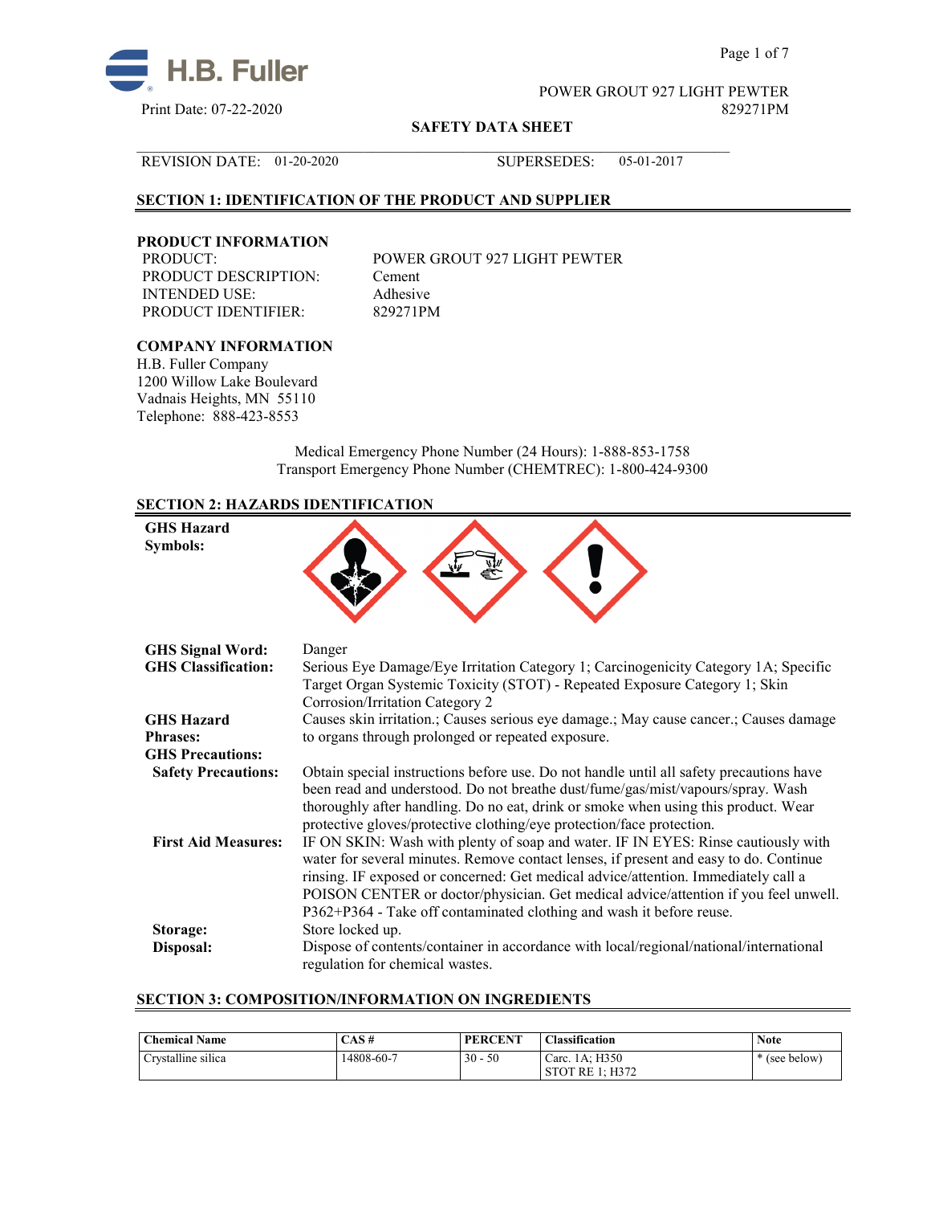POWER GROUT 927 LIGHT PEWTER
829271PM

Print Date: 07-22-2020

**SAFETY DATA SHEET**

REVISION DATE: 01-20-2020    SUPERSEDES: 05-01-2017

## SECTION 1: IDENTIFICATION OF THE PRODUCT AND SUPPLIER

### PRODUCT INFORMATION

| | |
|---|---|
| PRODUCT: | POWER GROUT 927 LIGHT PEWTER |
| PRODUCT DESCRIPTION: | Cement |
| INTENDED USE: | Adhesive |
| PRODUCT IDENTIFIER: | 829271PM |

### COMPANY INFORMATION

H.B. Fuller Company
1200 Willow Lake Boulevard
Vadnais Heights, MN 55110
Telephone: 888-423-8553

Medical Emergency Phone Number (24 Hours): 1-888-853-1758
Transport Emergency Phone Number (CHEMTREC): 1-800-424-9300

## SECTION 2: HAZARDS IDENTIFICATION

**GHS Hazard Symbols:**

**GHS Signal Word:** Danger

**GHS Classification:** Serious Eye Damage/Eye Irritation Category 1; Carcinogenicity Category 1A; Specific Target Organ Systemic Toxicity (STOT) - Repeated Exposure Category 1; Skin Corrosion/Irritation Category 2

**GHS Hazard Phrases:** Causes skin irritation.; Causes serious eye damage.; May cause cancer.; Causes damage to organs through prolonged or repeated exposure.

**GHS Precautions:**

**Safety Precautions:** Obtain special instructions before use. Do not handle until all safety precautions have been read and understood. Do not breathe dust/fume/gas/mist/vapours/spray. Wash thoroughly after handling. Do no eat, drink or smoke when using this product. Wear protective gloves/protective clothing/eye protection/face protection.

**First Aid Measures:** IF ON SKIN: Wash with plenty of soap and water. IF IN EYES: Rinse cautiously with water for several minutes. Remove contact lenses, if present and easy to do. Continue rinsing. IF exposed or concerned: Get medical advice/attention. Immediately call a POISON CENTER or doctor/physician. Get medical advice/attention if you feel unwell. P362+P364 - Take off contaminated clothing and wash it before reuse.

**Storage:** Store locked up.

**Disposal:** Dispose of contents/container in accordance with local/regional/national/international regulation for chemical wastes.

## SECTION 3: COMPOSITION/INFORMATION ON INGREDIENTS

| Chemical Name | CAS # | PERCENT | Classification | Note |
|---|---|---|---|---|
| Crystalline silica | 14808-60-7 | 30 - 50 | Carc. 1A; H350<br>STOT RE 1; H372 | * (see below) |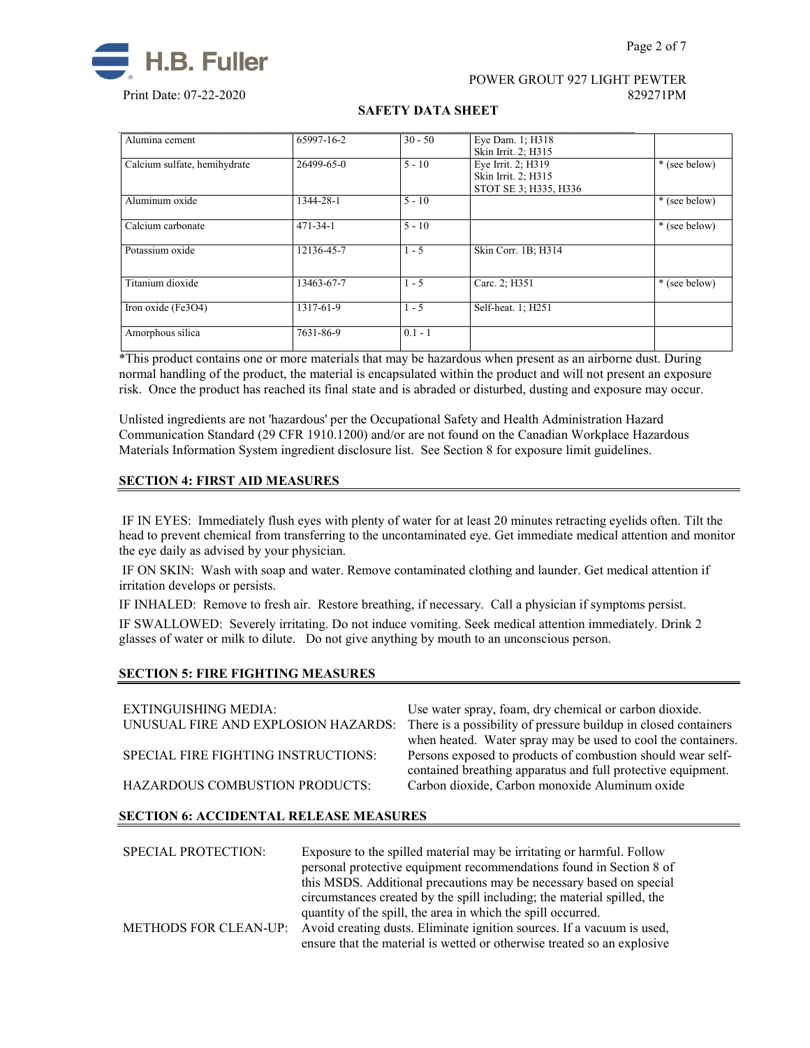| Alumina cement | 65997-16-2 | 30 - 50 | Eye Dam. 1; H318<br>Skin Irrit. 2; H315 | |
|---|---|---|---|---|
| Calcium sulfate, hemihydrate | 26499-65-0 | 5 - 10 | Eye Irrit. 2; H319<br>Skin Irrit. 2; H315<br>STOT SE 3; H335, H336 | * (see below) |
| Aluminum oxide | 1344-28-1 | 5 - 10 | | * (see below) |
| Calcium carbonate | 471-34-1 | 5 - 10 | | * (see below) |
| Potassium oxide | 12136-45-7 | 1 - 5 | Skin Corr. 1B; H314 | |
| Titanium dioxide | 13463-67-7 | 1 - 5 | Carc. 2; H351 | * (see below) |
| Iron oxide ($Fe_3O_4$) | 1317-61-9 | 1 - 5 | Self-heat. 1; H251 | |
| Amorphous silica | 7631-86-9 | 0.1 - 1 | | |

*This product contains one or more materials that may be hazardous when present as an airborne dust. During normal handling of the product, the material is encapsulated within the product and will not present an exposure risk. Once the product has reached its final state and is abraded or disturbed, dusting and exposure may occur.

Unlisted ingredients are not 'hazardous' per the Occupational Safety and Health Administration Hazard Communication Standard (29 CFR 1910.1200) and/or are not found on the Canadian Workplace Hazardous Materials Information System ingredient disclosure list. See Section 8 for exposure limit guidelines.

## SECTION 4: FIRST AID MEASURES

IF IN EYES: Immediately flush eyes with plenty of water for at least 20 minutes retracting eyelids often. Tilt the head to prevent chemical from transferring to the uncontaminated eye. Get immediate medical attention and monitor the eye daily as advised by your physician.

IF ON SKIN: Wash with soap and water. Remove contaminated clothing and launder. Get medical attention if irritation develops or persists.

IF INHALED: Remove to fresh air. Restore breathing, if necessary. Call a physician if symptoms persist.

IF SWALLOWED: Severely irritating. Do not induce vomiting. Seek medical attention immediately. Drink 2 glasses of water or milk to dilute. Do not give anything by mouth to an unconscious person.

## SECTION 5: FIRE FIGHTING MEASURES

EXTINGUISHING MEDIA: Use water spray, foam, dry chemical or carbon dioxide.

UNUSUAL FIRE AND EXPLOSION HAZARDS: There is a possibility of pressure buildup in closed containers when heated. Water spray may be used to cool the containers.

SPECIAL FIRE FIGHTING INSTRUCTIONS: Persons exposed to products of combustion should wear self-contained breathing apparatus and full protective equipment.

HAZARDOUS COMBUSTION PRODUCTS: Carbon dioxide, Carbon monoxide Aluminum oxide

## SECTION 6: ACCIDENTAL RELEASE MEASURES

SPECIAL PROTECTION: Exposure to the spilled material may be irritating or harmful. Follow personal protective equipment recommendations found in Section 8 of this MSDS. Additional precautions may be necessary based on special circumstances created by the spill including; the material spilled, the quantity of the spill, the area in which the spill occurred.

METHODS FOR CLEAN-UP: Avoid creating dusts. Eliminate ignition sources. If a vacuum is used, ensure that the material is wetted or otherwise treated so an explosive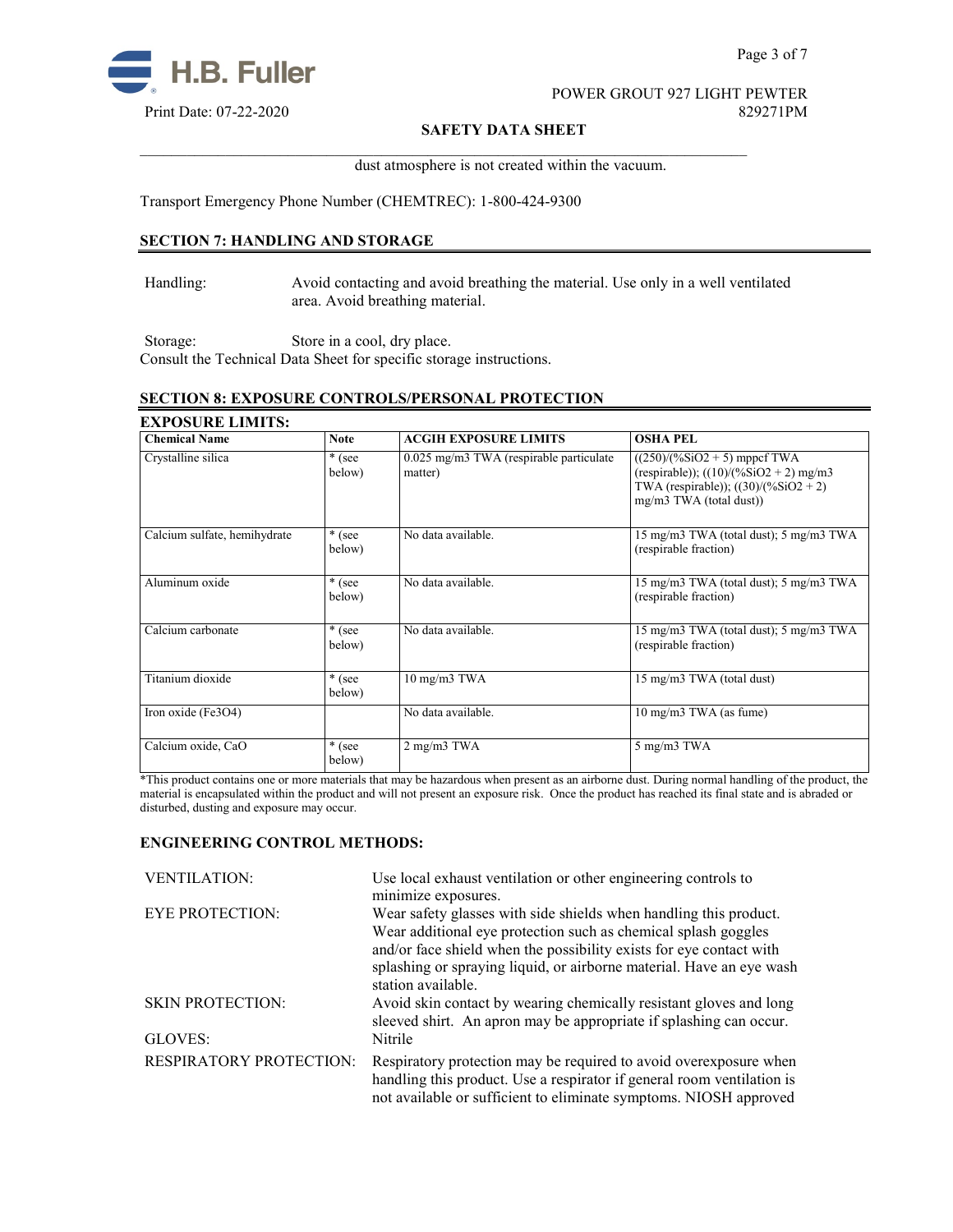dust atmosphere is not created within the vacuum.

Transport Emergency Phone Number (CHEMTREC): 1-800-424-9300

## SECTION 7: HANDLING AND STORAGE

Handling: Avoid contacting and avoid breathing the material. Use only in a well ventilated area. Avoid breathing material.

Storage: Store in a cool, dry place.
Consult the Technical Data Sheet for specific storage instructions.

## SECTION 8: EXPOSURE CONTROLS/PERSONAL PROTECTION

**EXPOSURE LIMITS:**

| Chemical Name | Note | ACGIH EXPOSURE LIMITS | OSHA PEL |
|---|---|---|---|
| Crystalline silica | * (see below) | 0.025 mg/m3 TWA (respirable particulate matter) | ((250)/(%SiO2 + 5) mppcf TWA (respirable)); ((10)/(%SiO2 + 2) mg/m3 TWA (respirable)); ((30)/(%SiO2 + 2) mg/m3 TWA (total dust)) |
| Calcium sulfate, hemihydrate | * (see below) | No data available. | 15 mg/m3 TWA (total dust); 5 mg/m3 TWA (respirable fraction) |
| Aluminum oxide | * (see below) | No data available. | 15 mg/m3 TWA (total dust); 5 mg/m3 TWA (respirable fraction) |
| Calcium carbonate | * (see below) | No data available. | 15 mg/m3 TWA (total dust); 5 mg/m3 TWA (respirable fraction) |
| Titanium dioxide | * (see below) | 10 mg/m3 TWA | 15 mg/m3 TWA (total dust) |
| Iron oxide (Fe3O4) | | No data available. | 10 mg/m3 TWA (as fume) |
| Calcium oxide, CaO | * (see below) | 2 mg/m3 TWA | 5 mg/m3 TWA |

*This product contains one or more materials that may be hazardous when present as an airborne dust. During normal handling of the product, the material is encapsulated within the product and will not present an exposure risk. Once the product has reached its final state and is abraded or disturbed, dusting and exposure may occur.

### ENGINEERING CONTROL METHODS:

VENTILATION: Use local exhaust ventilation or other engineering controls to minimize exposures.

EYE PROTECTION: Wear safety glasses with side shields when handling this product. Wear additional eye protection such as chemical splash goggles and/or face shield when the possibility exists for eye contact with splashing or spraying liquid, or airborne material. Have an eye wash station available.

SKIN PROTECTION: Avoid skin contact by wearing chemically resistant gloves and long sleeved shirt. An apron may be appropriate if splashing can occur.

GLOVES: Nitrile

RESPIRATORY PROTECTION: Respiratory protection may be required to avoid overexposure when handling this product. Use a respirator if general room ventilation is not available or sufficient to eliminate symptoms. NIOSH approved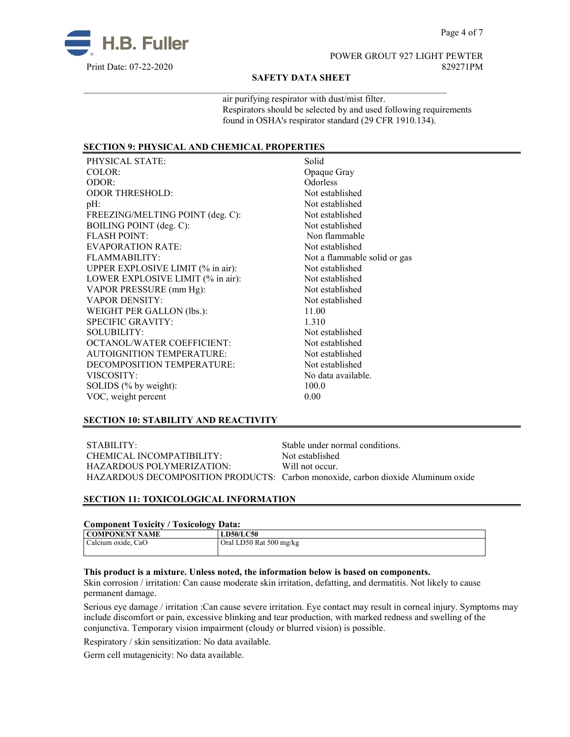air purifying respirator with dust/mist filter.
Respirators should be selected by and used following requirements found in OSHA's respirator standard (29 CFR 1910.134).

## SECTION 9: PHYSICAL AND CHEMICAL PROPERTIES

| | |
|---|---|
| PHYSICAL STATE: | Solid |
| COLOR: | Opaque Gray |
| ODOR: | Odorless |
| ODOR THRESHOLD: | Not established |
| pH: | Not established |
| FREEZING/MELTING POINT (deg. C): | Not established |
| BOILING POINT (deg. C): | Not established |
| FLASH POINT: | Non flammable |
| EVAPORATION RATE: | Not established |
| FLAMMABILITY: | Not a flammable solid or gas |
| UPPER EXPLOSIVE LIMIT (% in air): | Not established |
| LOWER EXPLOSIVE LIMIT (% in air): | Not established |
| VAPOR PRESSURE (mm Hg): | Not established |
| VAPOR DENSITY: | Not established |
| WEIGHT PER GALLON (lbs.): | 11.00 |
| SPECIFIC GRAVITY: | 1.310 |
| SOLUBILITY: | Not established |
| OCTANOL/WATER COEFFICIENT: | Not established |
| AUTOIGNITION TEMPERATURE: | Not established |
| DECOMPOSITION TEMPERATURE: | Not established |
| VISCOSITY: | No data available. |
| SOLIDS (% by weight): | 100.0 |
| VOC, weight percent | 0.00 |

## SECTION 10: STABILITY AND REACTIVITY

| | |
|---|---|
| STABILITY: | Stable under normal conditions. |
| CHEMICAL INCOMPATIBILITY: | Not established |
| HAZARDOUS POLYMERIZATION: | Will not occur. |
| HAZARDOUS DECOMPOSITION PRODUCTS: | Carbon monoxide, carbon dioxide Aluminum oxide |

## SECTION 11: TOXICOLOGICAL INFORMATION

**Component Toxicity / Toxicology Data:**

| COMPONENT NAME | LD50/LC50 |
|---|---|
| Calcium oxide, CaO | Oral LD50 Rat 500 mg/kg |

**This product is a mixture. Unless noted, the information below is based on components.**

Skin corrosion / irritation: Can cause moderate skin irritation, defatting, and dermatitis. Not likely to cause permanent damage.

Serious eye damage / irritation :Can cause severe irritation. Eye contact may result in corneal injury. Symptoms may include discomfort or pain, excessive blinking and tear production, with marked redness and swelling of the conjunctiva. Temporary vision impairment (cloudy or blurred vision) is possible.

Respiratory / skin sensitization: No data available.

Germ cell mutagenicity: No data available.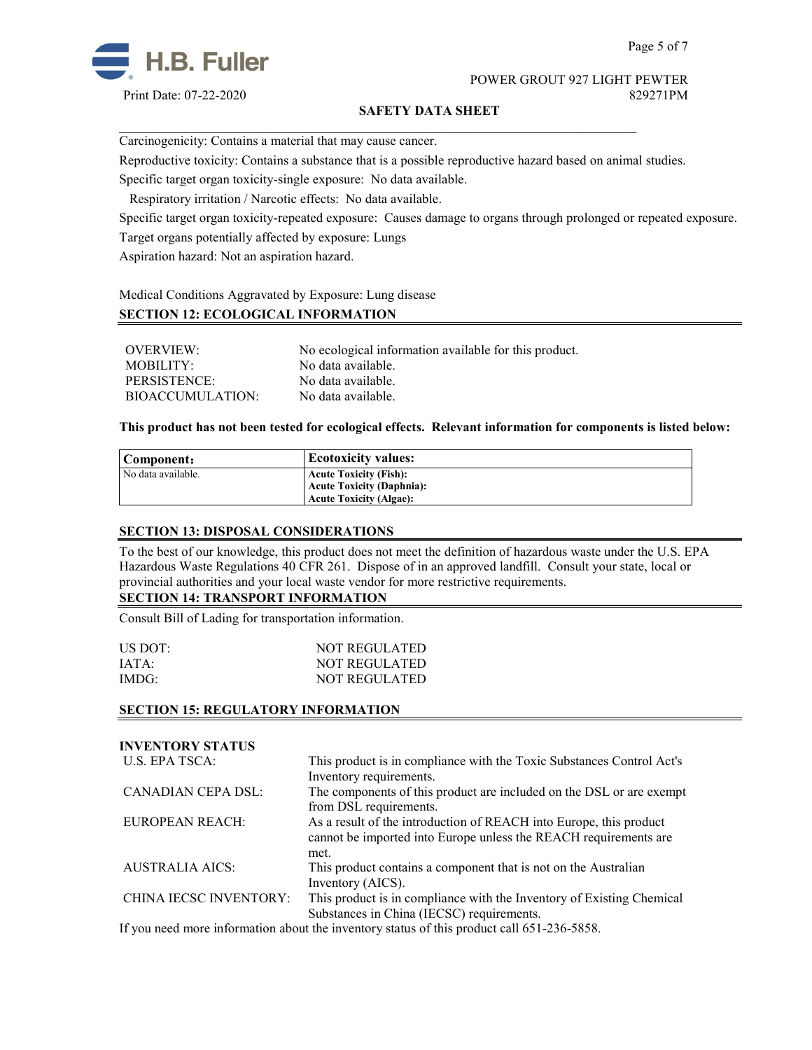Carcinogenicity: Contains a material that may cause cancer.

Reproductive toxicity: Contains a substance that is a possible reproductive hazard based on animal studies.

Specific target organ toxicity-single exposure: No data available.

Respiratory irritation / Narcotic effects: No data available.

Specific target organ toxicity-repeated exposure: Causes damage to organs through prolonged or repeated exposure.

Target organs potentially affected by exposure: Lungs

Aspiration hazard: Not an aspiration hazard.

Medical Conditions Aggravated by Exposure: Lung disease

## SECTION 12: ECOLOGICAL INFORMATION

| | |
|---|---|
| OVERVIEW: | No ecological information available for this product. |
| MOBILITY: | No data available. |
| PERSISTENCE: | No data available. |
| BIOACCUMULATION: | No data available. |

**This product has not been tested for ecological effects. Relevant information for components is listed below:**

| Component: | Ecotoxicity values: |
|---|---|
| No data available. | **Acute Toxicity (Fish):**<br>**Acute Toxicity (Daphnia):**<br>**Acute Toxicity (Algae):** |

## SECTION 13: DISPOSAL CONSIDERATIONS

To the best of our knowledge, this product does not meet the definition of hazardous waste under the U.S. EPA Hazardous Waste Regulations 40 CFR 261. Dispose of in an approved landfill. Consult your state, local or provincial authorities and your local waste vendor for more restrictive requirements.

## SECTION 14: TRANSPORT INFORMATION

Consult Bill of Lading for transportation information.

| | |
|---|---|
| US DOT: | NOT REGULATED |
| IATA: | NOT REGULATED |
| IMDG: | NOT REGULATED |

## SECTION 15: REGULATORY INFORMATION

**INVENTORY STATUS**

| | |
|---|---|
| U.S. EPA TSCA: | This product is in compliance with the Toxic Substances Control Act's Inventory requirements. |
| CANADIAN CEPA DSL: | The components of this product are included on the DSL or are exempt from DSL requirements. |
| EUROPEAN REACH: | As a result of the introduction of REACH into Europe, this product cannot be imported into Europe unless the REACH requirements are met. |
| AUSTRALIA AICS: | This product contains a component that is not on the Australian Inventory (AICS). |
| CHINA IECSC INVENTORY: | This product is in compliance with the Inventory of Existing Chemical Substances in China (IECSC) requirements. |

If you need more information about the inventory status of this product call 651-236-5858.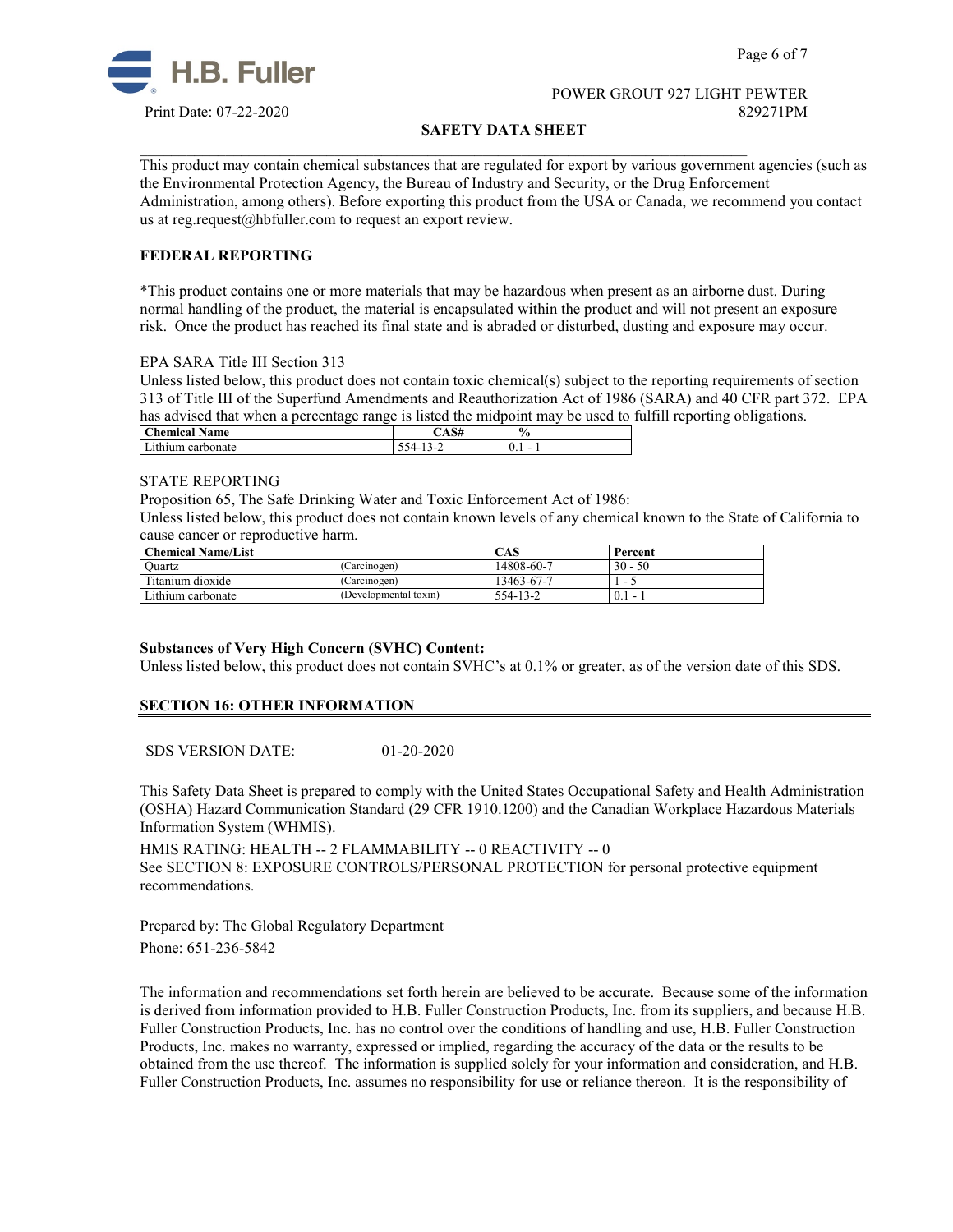This product may contain chemical substances that are regulated for export by various government agencies (such as the Environmental Protection Agency, the Bureau of Industry and Security, or the Drug Enforcement Administration, among others). Before exporting this product from the USA or Canada, we recommend you contact us at reg.request@hbfuller.com to request an export review.

**FEDERAL REPORTING**

*This product contains one or more materials that may be hazardous when present as an airborne dust. During normal handling of the product, the material is encapsulated within the product and will not present an exposure risk. Once the product has reached its final state and is abraded or disturbed, dusting and exposure may occur.

EPA SARA Title III Section 313

Unless listed below, this product does not contain toxic chemical(s) subject to the reporting requirements of section 313 of Title III of the Superfund Amendments and Reauthorization Act of 1986 (SARA) and 40 CFR part 372. EPA has advised that when a percentage range is listed the midpoint may be used to fulfill reporting obligations.

| Chemical Name | CAS# | % |
|---|---|---|
| Lithium carbonate | 554-13-2 | 0.1 - 1 |

STATE REPORTING

Proposition 65, The Safe Drinking Water and Toxic Enforcement Act of 1986:

Unless listed below, this product does not contain known levels of any chemical known to the State of California to cause cancer or reproductive harm.

| Chemical Name/List | | CAS | Percent |
|---|---|---|---|
| Quartz | (Carcinogen) | 14808-60-7 | 30 - 50 |
| Titanium dioxide | (Carcinogen) | 13463-67-7 | 1 - 5 |
| Lithium carbonate | (Developmental toxin) | 554-13-2 | 0.1 - 1 |

**Substances of Very High Concern (SVHC) Content:**

Unless listed below, this product does not contain SVHC's at 0.1% or greater, as of the version date of this SDS.

## SECTION 16: OTHER INFORMATION

SDS VERSION DATE: 01-20-2020

This Safety Data Sheet is prepared to comply with the United States Occupational Safety and Health Administration (OSHA) Hazard Communication Standard (29 CFR 1910.1200) and the Canadian Workplace Hazardous Materials Information System (WHMIS).

HMIS RATING: HEALTH -- 2 FLAMMABILITY -- 0 REACTIVITY -- 0

See SECTION 8: EXPOSURE CONTROLS/PERSONAL PROTECTION for personal protective equipment recommendations.

Prepared by: The Global Regulatory Department

Phone: 651-236-5842

The information and recommendations set forth herein are believed to be accurate. Because some of the information is derived from information provided to H.B. Fuller Construction Products, Inc. from its suppliers, and because H.B. Fuller Construction Products, Inc. has no control over the conditions of handling and use, H.B. Fuller Construction Products, Inc. makes no warranty, expressed or implied, regarding the accuracy of the data or the results to be obtained from the use thereof. The information is supplied solely for your information and consideration, and H.B. Fuller Construction Products, Inc. assumes no responsibility for use or reliance thereon. It is the responsibility of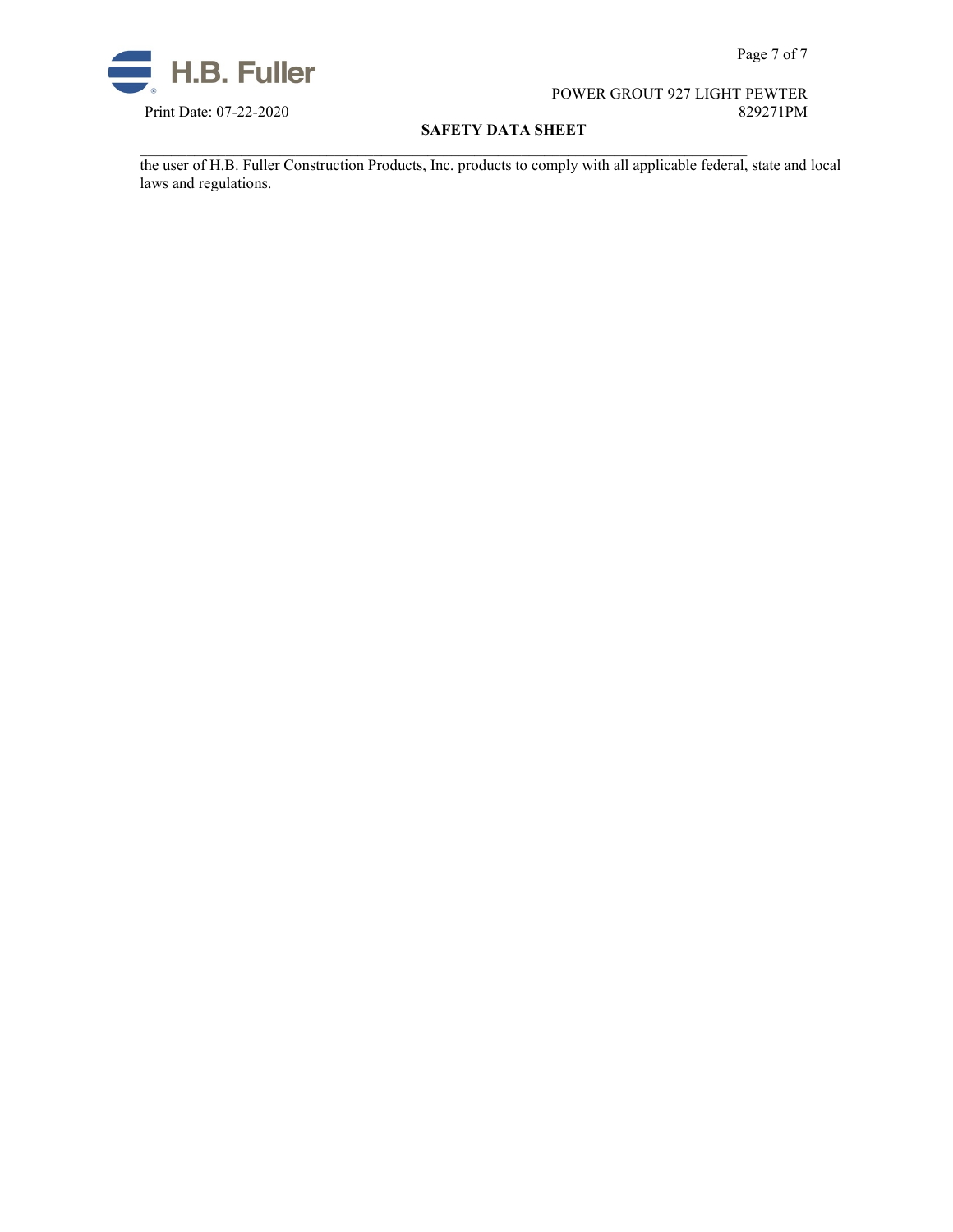the user of H.B. Fuller Construction Products, Inc. products to comply with all applicable federal, state and local laws and regulations.